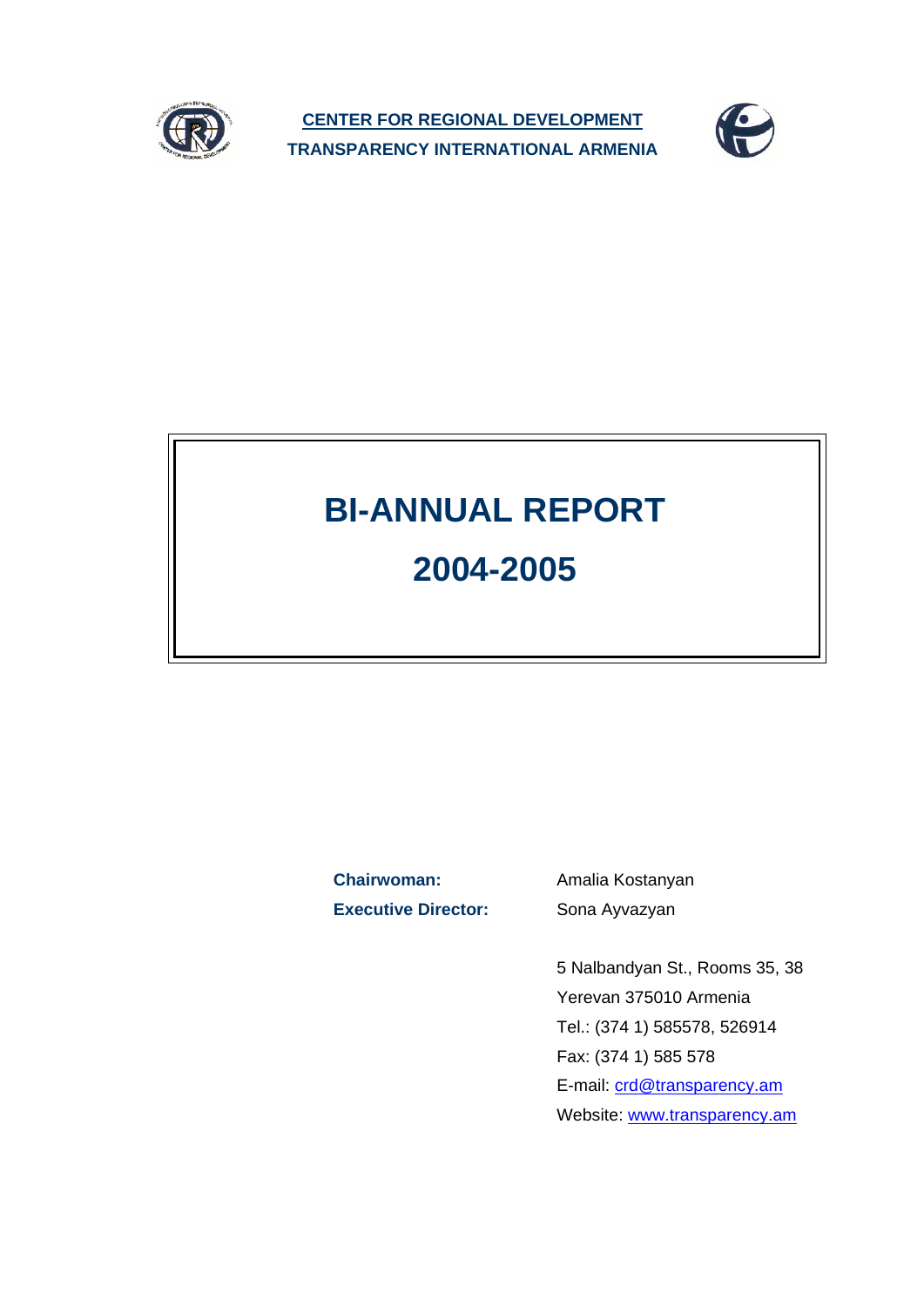**CENTER FOR REGIONAL DEVELOPMENT**

**TRANSPARENCY INTERNATIONAL ARMENIA**

# BI-ANNUAL REPORT

# 2004-2005

**Chairwoman:** Amalia Kostanyan

**Executive Director:** Sona Ayvazyan

5 Nalbandyan St., Rooms 35, 38

Yerevan 375010 Armenia

Tel.: (374 1) 585578, 526914

Fax: (374 1) 585 578

E-mail: crd@transparency.am

Website: www.transparency.am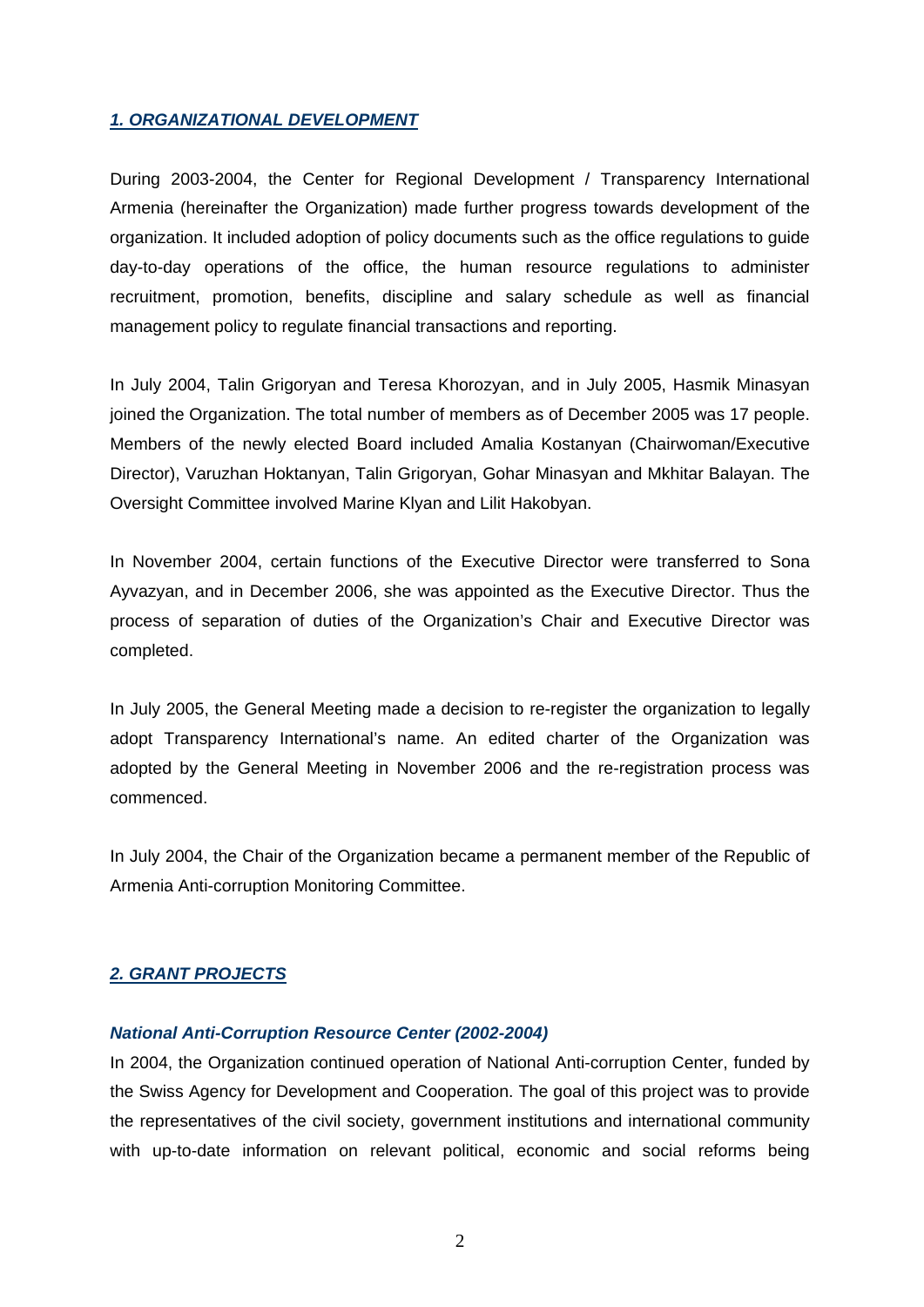## *1. ORGANIZATIONAL DEVELOPMENT*

During 2003-2004, the Center for Regional Development / Transparency International Armenia (hereinafter the Organization) made further progress towards development of the organization. It included adoption of policy documents such as the office regulations to guide day-to-day operations of the office, the human resource regulations to administer recruitment, promotion, benefits, discipline and salary schedule as well as financial management policy to regulate financial transactions and reporting.

In July 2004, Talin Grigoryan and Teresa Khorozyan, and in July 2005, Hasmik Minasyan joined the Organization. The total number of members as of December 2005 was 17 people. Members of the newly elected Board included Amalia Kostanyan (Chairwoman/Executive Director), Varuzhan Hoktanyan, Talin Grigoryan, Gohar Minasyan and Mkhitar Balayan. The Oversight Committee involved Marine Klyan and Lilit Hakobyan.

In November 2004, certain functions of the Executive Director were transferred to Sona Ayvazyan, and in December 2006, she was appointed as the Executive Director. Thus the process of separation of duties of the Organization's Chair and Executive Director was completed.

In July 2005, the General Meeting made a decision to re-register the organization to legally adopt Transparency International's name. An edited charter of the Organization was adopted by the General Meeting in November 2006 and the re-registration process was commenced.

In July 2004, the Chair of the Organization became a permanent member of the Republic of Armenia Anti-corruption Monitoring Committee.

## *2. GRANT PROJECTS*

### *National Anti-Corruption Resource Center (2002-2004)*

In 2004, the Organization continued operation of National Anti-corruption Center, funded by the Swiss Agency for Development and Cooperation. The goal of this project was to provide the representatives of the civil society, government institutions and international community with up-to-date information on relevant political, economic and social reforms being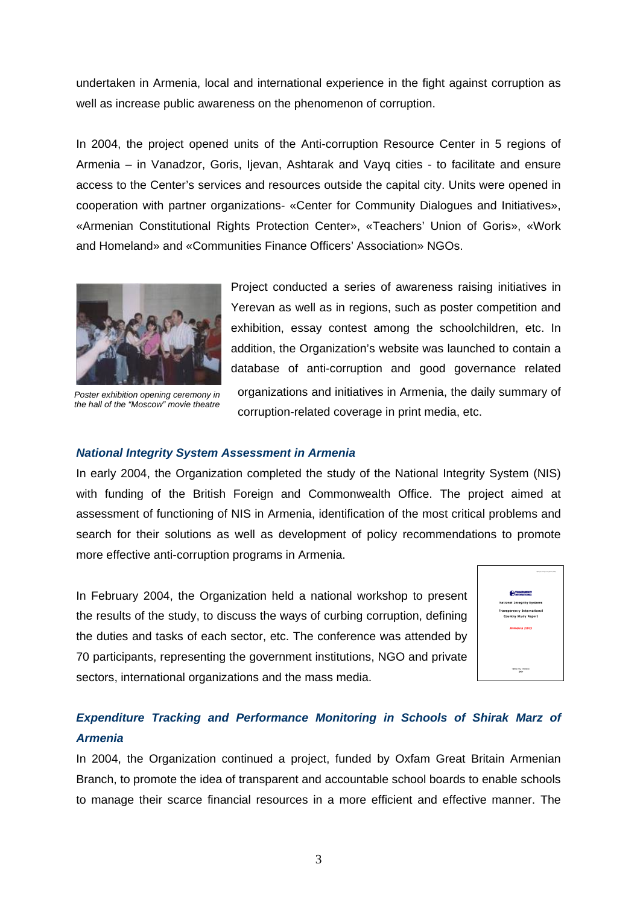undertaken in Armenia, local and international experience in the fight against corruption as well as increase public awareness on the phenomenon of corruption.

In 2004, the project opened units of the Anti-corruption Resource Center in 5 regions of Armenia – in Vanadzor, Goris, Ijevan, Ashtarak and Vayq cities - to facilitate and ensure access to the Center's services and resources outside the capital city. Units were opened in cooperation with partner organizations- «Center for Community Dialogues and Initiatives», «Armenian Constitutional Rights Protection Center», «Teachers' Union of Goris», «Work and Homeland» and «Communities Finance Officers' Association» NGOs.

*Poster exhibition opening ceremony in the hall of the "Moscow" movie theatre*

Project conducted a series of awareness raising initiatives in Yerevan as well as in regions, such as poster competition and exhibition, essay contest among the schoolchildren, etc. In addition, the Organization's website was launched to contain a database of anti-corruption and good governance related organizations and initiatives in Armenia, the daily summary of corruption-related coverage in print media, etc.

### *National Integrity System Assessment in Armenia*

In early 2004, the Organization completed the study of the National Integrity System (NIS) with funding of the British Foreign and Commonwealth Office. The project aimed at assessment of functioning of NIS in Armenia, identification of the most critical problems and search for their solutions as well as development of policy recommendations to promote more effective anti-corruption programs in Armenia.

In February 2004, the Organization held a national workshop to present the results of the study, to discuss the ways of curbing corruption, defining the duties and tasks of each sector, etc. The conference was attended by 70 participants, representing the government institutions, NGO and private sectors, international organizations and the mass media.

### *Expenditure Tracking and Performance Monitoring in Schools of Shirak Marz of Armenia*

In 2004, the Organization continued a project, funded by Oxfam Great Britain Armenian Branch, to promote the idea of transparent and accountable school boards to enable schools to manage their scarce financial resources in a more efficient and effective manner. The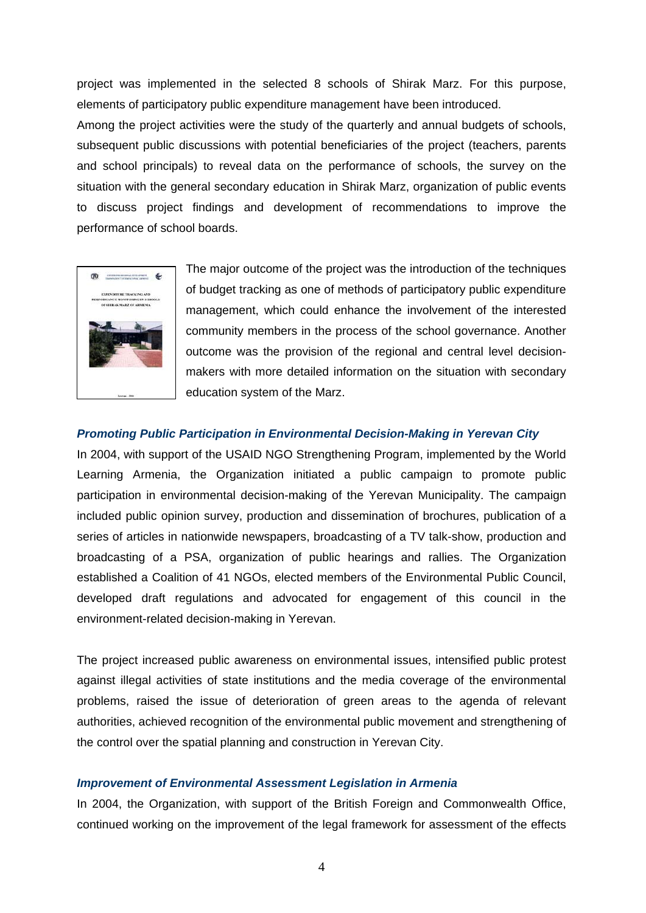project was implemented in the selected 8 schools of Shirak Marz. For this purpose, elements of participatory public expenditure management have been introduced.

Among the project activities were the study of the quarterly and annual budgets of schools, subsequent public discussions with potential beneficiaries of the project (teachers, parents and school principals) to reveal data on the performance of schools, the survey on the situation with the general secondary education in Shirak Marz, organization of public events to discuss project findings and development of recommendations to improve the performance of school boards.

The major outcome of the project was the introduction of the techniques of budget tracking as one of methods of participatory public expenditure management, which could enhance the involvement of the interested community members in the process of the school governance. Another outcome was the provision of the regional and central level decision-makers with more detailed information on the situation with secondary education system of the Marz.

### *Promoting Public Participation in Environmental Decision-Making in Yerevan City*

In 2004, with support of the USAID NGO Strengthening Program, implemented by the World Learning Armenia, the Organization initiated a public campaign to promote public participation in environmental decision-making of the Yerevan Municipality. The campaign included public opinion survey, production and dissemination of brochures, publication of a series of articles in nationwide newspapers, broadcasting of a TV talk-show, production and broadcasting of a PSA, organization of public hearings and rallies. The Organization established a Coalition of 41 NGOs, elected members of the Environmental Public Council, developed draft regulations and advocated for engagement of this council in the environment-related decision-making in Yerevan.

The project increased public awareness on environmental issues, intensified public protest against illegal activities of state institutions and the media coverage of the environmental problems, raised the issue of deterioration of green areas to the agenda of relevant authorities, achieved recognition of the environmental public movement and strengthening of the control over the spatial planning and construction in Yerevan City.

### *Improvement of Environmental Assessment Legislation in Armenia*

In 2004, the Organization, with support of the British Foreign and Commonwealth Office, continued working on the improvement of the legal framework for assessment of the effects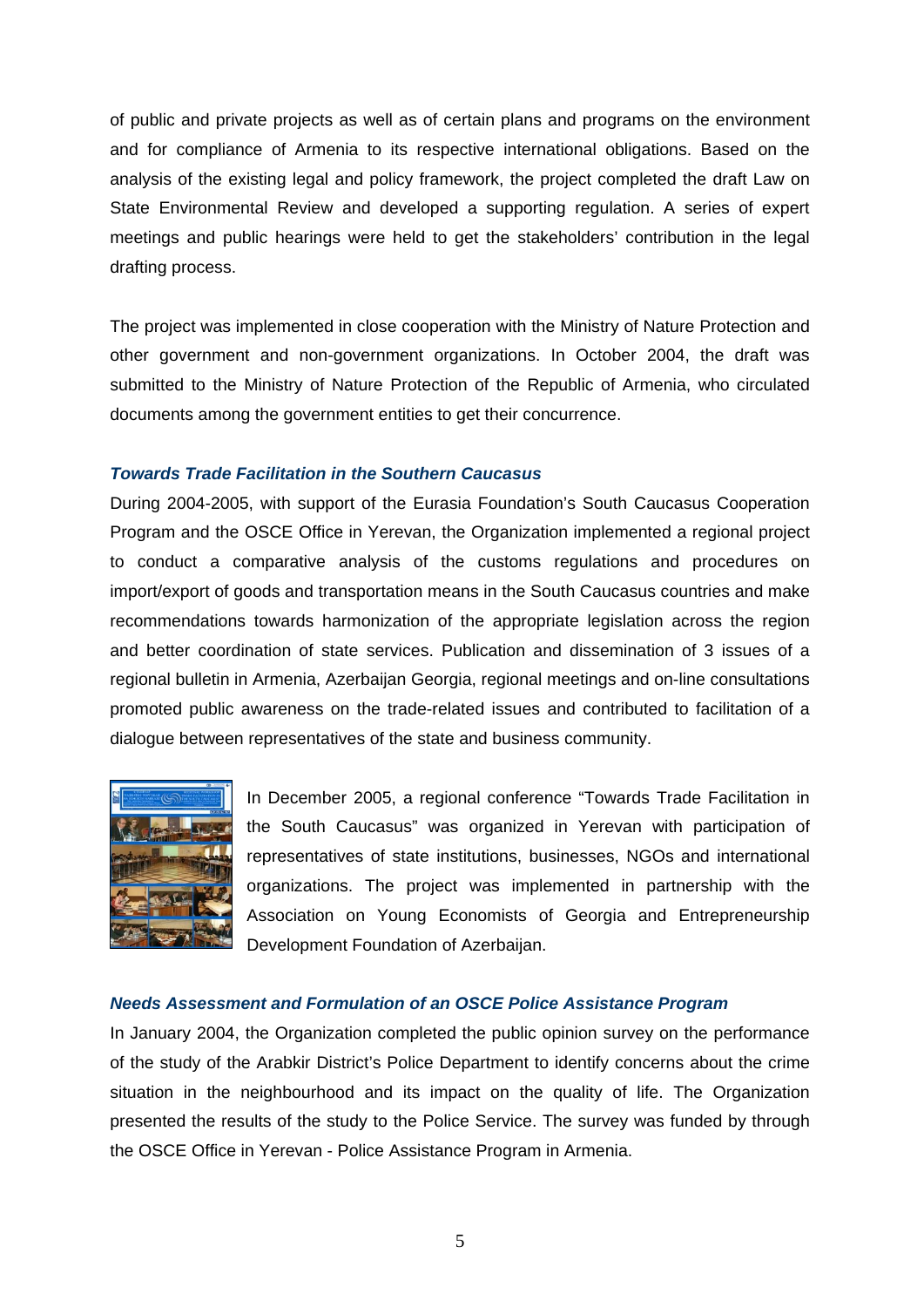of public and private projects as well as of certain plans and programs on the environment and for compliance of Armenia to its respective international obligations. Based on the analysis of the existing legal and policy framework, the project completed the draft Law on State Environmental Review and developed a supporting regulation. A series of expert meetings and public hearings were held to get the stakeholders' contribution in the legal drafting process.

The project was implemented in close cooperation with the Ministry of Nature Protection and other government and non-government organizations. In October 2004, the draft was submitted to the Ministry of Nature Protection of the Republic of Armenia, who circulated documents among the government entities to get their concurrence.

### *Towards Trade Facilitation in the Southern Caucasus*

During 2004-2005, with support of the Eurasia Foundation's South Caucasus Cooperation Program and the OSCE Office in Yerevan, the Organization implemented a regional project to conduct a comparative analysis of the customs regulations and procedures on import/export of goods and transportation means in the South Caucasus countries and make recommendations towards harmonization of the appropriate legislation across the region and better coordination of state services. Publication and dissemination of 3 issues of a regional bulletin in Armenia, Azerbaijan Georgia, regional meetings and on-line consultations promoted public awareness on the trade-related issues and contributed to facilitation of a dialogue between representatives of the state and business community.

In December 2005, a regional conference "Towards Trade Facilitation in the South Caucasus" was organized in Yerevan with participation of representatives of state institutions, businesses, NGOs and international organizations. The project was implemented in partnership with the Association on Young Economists of Georgia and Entrepreneurship Development Foundation of Azerbaijan.

### *Needs Assessment and Formulation of an OSCE Police Assistance Program*

In January 2004, the Organization completed the public opinion survey on the performance of the study of the Arabkir District's Police Department to identify concerns about the crime situation in the neighbourhood and its impact on the quality of life. The Organization presented the results of the study to the Police Service. The survey was funded by through the OSCE Office in Yerevan - Police Assistance Program in Armenia.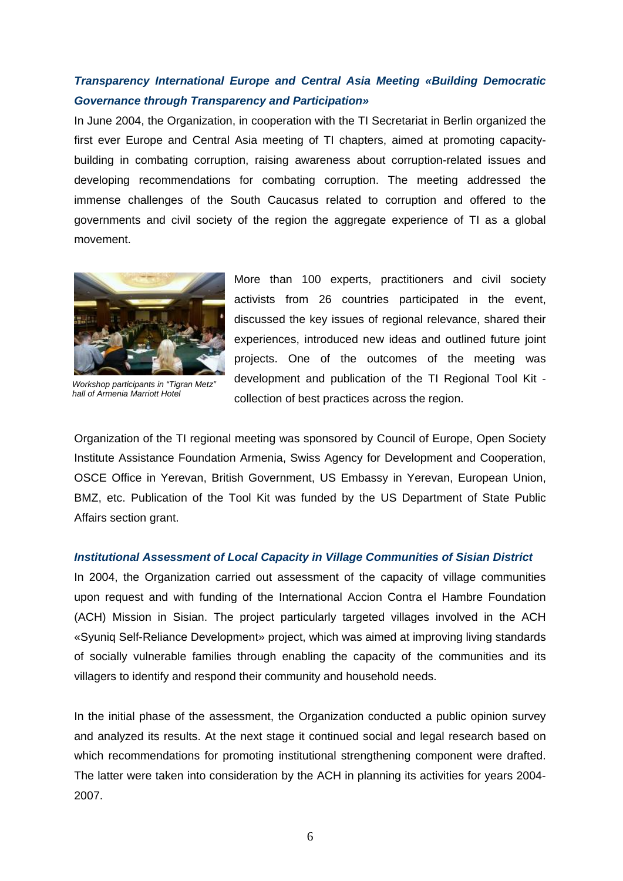### *Transparency International Europe and Central Asia Meeting «Building Democratic Governance through Transparency and Participation»*

In June 2004, the Organization, in cooperation with the TI Secretariat in Berlin organized the first ever Europe and Central Asia meeting of TI chapters, aimed at promoting capacity-building in combating corruption, raising awareness about corruption-related issues and developing recommendations for combating corruption. The meeting addressed the immense challenges of the South Caucasus related to corruption and offered to the governments and civil society of the region the aggregate experience of TI as a global movement.

*Workshop participants in "Tigran Metz" hall of Armenia Marriott Hotel*

More than 100 experts, practitioners and civil society activists from 26 countries participated in the event, discussed the key issues of regional relevance, shared their experiences, introduced new ideas and outlined future joint projects. One of the outcomes of the meeting was development and publication of the TI Regional Tool Kit - collection of best practices across the region.

Organization of the TI regional meeting was sponsored by Council of Europe, Open Society Institute Assistance Foundation Armenia, Swiss Agency for Development and Cooperation, OSCE Office in Yerevan, British Government, US Embassy in Yerevan, European Union, BMZ, etc. Publication of the Tool Kit was funded by the US Department of State Public Affairs section grant.

### *Institutional Assessment of Local Capacity in Village Communities of Sisian District*

In 2004, the Organization carried out assessment of the capacity of village communities upon request and with funding of the International Accion Contra el Hambre Foundation (ACH) Mission in Sisian. The project particularly targeted villages involved in the ACH «Syuniq Self-Reliance Development» project, which was aimed at improving living standards of socially vulnerable families through enabling the capacity of the communities and its villagers to identify and respond their community and household needs.

In the initial phase of the assessment, the Organization conducted a public opinion survey and analyzed its results. At the next stage it continued social and legal research based on which recommendations for promoting institutional strengthening component were drafted. The latter were taken into consideration by the ACH in planning its activities for years 2004-2007.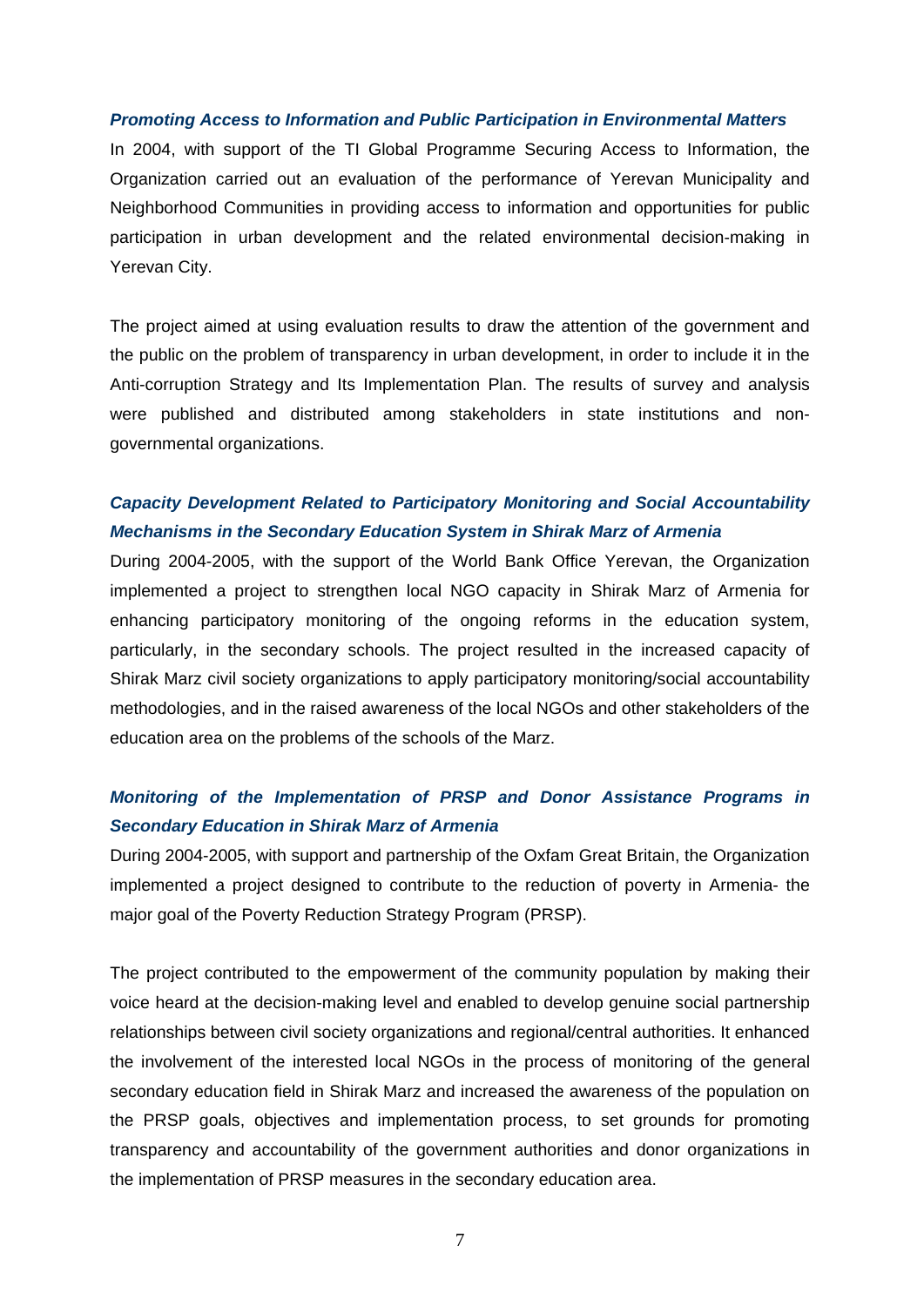***Promoting Access to Information and Public Participation in Environmental Matters***

In 2004, with support of the TI Global Programme Securing Access to Information, the Organization carried out an evaluation of the performance of Yerevan Municipality and Neighborhood Communities in providing access to information and opportunities for public participation in urban development and the related environmental decision-making in Yerevan City.

The project aimed at using evaluation results to draw the attention of the government and the public on the problem of transparency in urban development, in order to include it in the Anti-corruption Strategy and Its Implementation Plan. The results of survey and analysis were published and distributed among stakeholders in state institutions and non-governmental organizations.

***Capacity Development Related to Participatory Monitoring and Social Accountability Mechanisms in the Secondary Education System in Shirak Marz of Armenia***

During 2004-2005, with the support of the World Bank Office Yerevan, the Organization implemented a project to strengthen local NGO capacity in Shirak Marz of Armenia for enhancing participatory monitoring of the ongoing reforms in the education system, particularly, in the secondary schools. The project resulted in the increased capacity of Shirak Marz civil society organizations to apply participatory monitoring/social accountability methodologies, and in the raised awareness of the local NGOs and other stakeholders of the education area on the problems of the schools of the Marz.

***Monitoring of the Implementation of PRSP and Donor Assistance Programs in Secondary Education in Shirak Marz of Armenia***

During 2004-2005, with support and partnership of the Oxfam Great Britain, the Organization implemented a project designed to contribute to the reduction of poverty in Armenia- the major goal of the Poverty Reduction Strategy Program (PRSP).

The project contributed to the empowerment of the community population by making their voice heard at the decision-making level and enabled to develop genuine social partnership relationships between civil society organizations and regional/central authorities. It enhanced the involvement of the interested local NGOs in the process of monitoring of the general secondary education field in Shirak Marz and increased the awareness of the population on the PRSP goals, objectives and implementation process, to set grounds for promoting transparency and accountability of the government authorities and donor organizations in the implementation of PRSP measures in the secondary education area.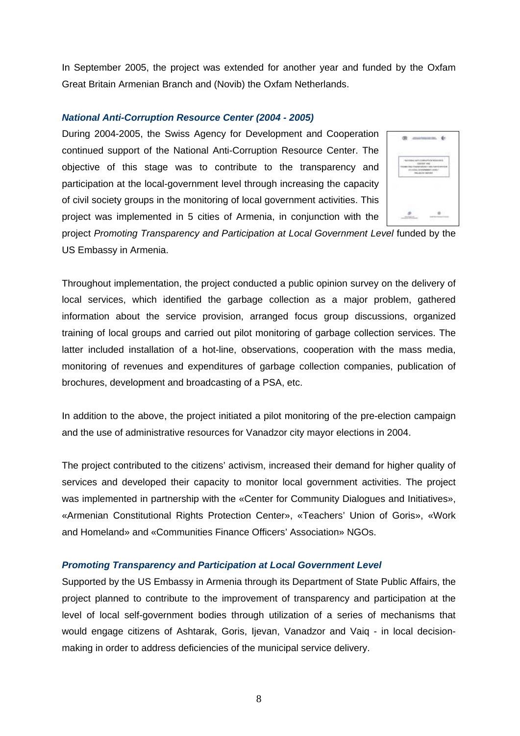In September 2005, the project was extended for another year and funded by the Oxfam Great Britain Armenian Branch and (Novib) the Oxfam Netherlands.

### *National Anti-Corruption Resource Center (2004 - 2005)*

During 2004-2005, the Swiss Agency for Development and Cooperation continued support of the National Anti-Corruption Resource Center. The objective of this stage was to contribute to the transparency and participation at the local-government level through increasing the capacity of civil society groups in the monitoring of local government activities. This project was implemented in 5 cities of Armenia, in conjunction with the project *Promoting Transparency and Participation at Local Government Level* funded by the US Embassy in Armenia.

Throughout implementation, the project conducted a public opinion survey on the delivery of local services, which identified the garbage collection as a major problem, gathered information about the service provision, arranged focus group discussions, organized training of local groups and carried out pilot monitoring of garbage collection services. The latter included installation of a hot-line, observations, cooperation with the mass media, monitoring of revenues and expenditures of garbage collection companies, publication of brochures, development and broadcasting of a PSA, etc.

In addition to the above, the project initiated a pilot monitoring of the pre-election campaign and the use of administrative resources for Vanadzor city mayor elections in 2004.

The project contributed to the citizens' activism, increased their demand for higher quality of services and developed their capacity to monitor local government activities. The project was implemented in partnership with the «Center for Community Dialogues and Initiatives», «Armenian Constitutional Rights Protection Center», «Teachers' Union of Goris», «Work and Homeland» and «Communities Finance Officers' Association» NGOs.

### *Promoting Transparency and Participation at Local Government Level*

Supported by the US Embassy in Armenia through its Department of State Public Affairs, the project planned to contribute to the improvement of transparency and participation at the level of local self-government bodies through utilization of a series of mechanisms that would engage citizens of Ashtarak, Goris, Ijevan, Vanadzor and Vaiq - in local decision-making in order to address deficiencies of the municipal service delivery.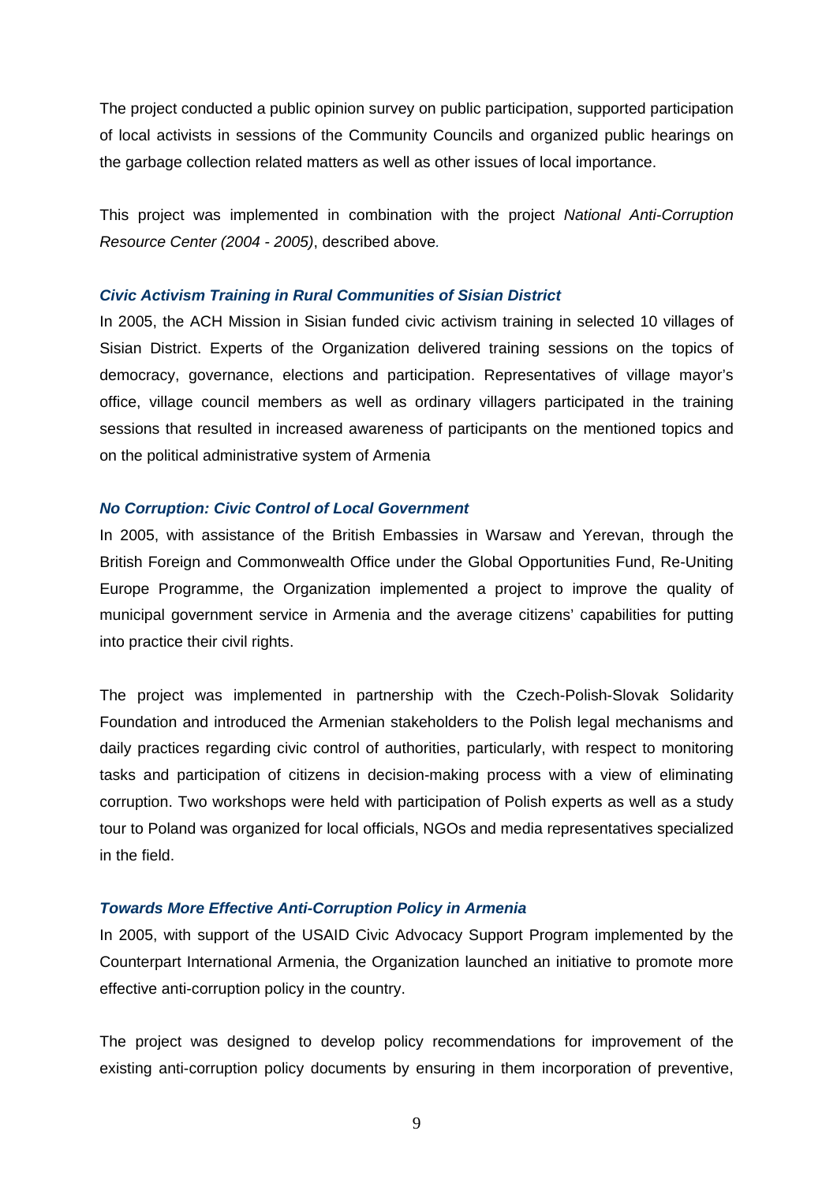The project conducted a public opinion survey on public participation, supported participation of local activists in sessions of the Community Councils and organized public hearings on the garbage collection related matters as well as other issues of local importance.

This project was implemented in combination with the project *National Anti-Corruption Resource Center (2004 - 2005)*, described above.

### *Civic Activism Training in Rural Communities of Sisian District*

In 2005, the ACH Mission in Sisian funded civic activism training in selected 10 villages of Sisian District. Experts of the Organization delivered training sessions on the topics of democracy, governance, elections and participation. Representatives of village mayor's office, village council members as well as ordinary villagers participated in the training sessions that resulted in increased awareness of participants on the mentioned topics and on the political administrative system of Armenia

### *No Corruption: Civic Control of Local Government*

In 2005, with assistance of the British Embassies in Warsaw and Yerevan, through the British Foreign and Commonwealth Office under the Global Opportunities Fund, Re-Uniting Europe Programme, the Organization implemented a project to improve the quality of municipal government service in Armenia and the average citizens' capabilities for putting into practice their civil rights.

The project was implemented in partnership with the Czech-Polish-Slovak Solidarity Foundation and introduced the Armenian stakeholders to the Polish legal mechanisms and daily practices regarding civic control of authorities, particularly, with respect to monitoring tasks and participation of citizens in decision-making process with a view of eliminating corruption. Two workshops were held with participation of Polish experts as well as a study tour to Poland was organized for local officials, NGOs and media representatives specialized in the field.

### *Towards More Effective Anti-Corruption Policy in Armenia*

In 2005, with support of the USAID Civic Advocacy Support Program implemented by the Counterpart International Armenia, the Organization launched an initiative to promote more effective anti-corruption policy in the country.

The project was designed to develop policy recommendations for improvement of the existing anti-corruption policy documents by ensuring in them incorporation of preventive,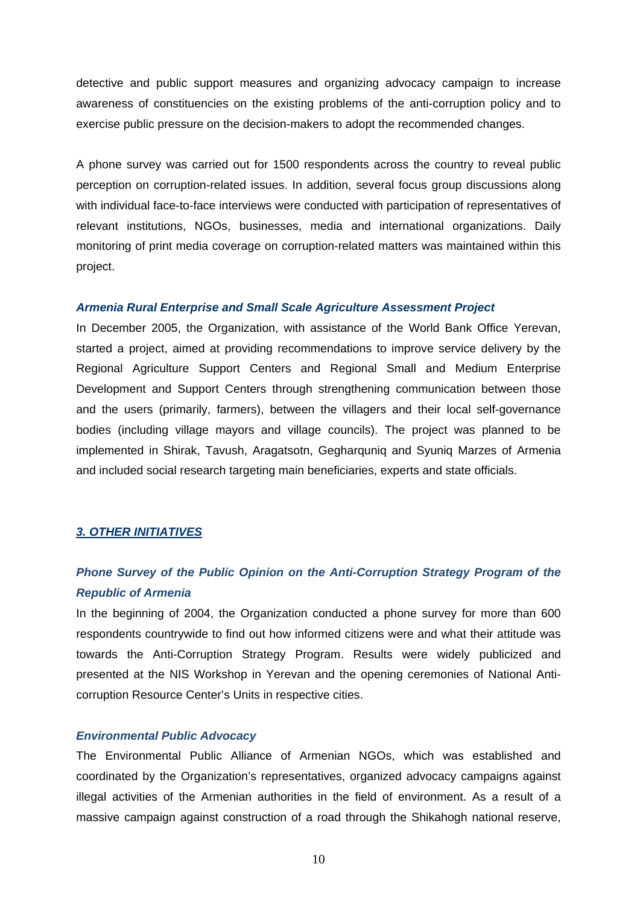detective and public support measures and organizing advocacy campaign to increase awareness of constituencies on the existing problems of the anti-corruption policy and to exercise public pressure on the decision-makers to adopt the recommended changes.

A phone survey was carried out for 1500 respondents across the country to reveal public perception on corruption-related issues. In addition, several focus group discussions along with individual face-to-face interviews were conducted with participation of representatives of relevant institutions, NGOs, businesses, media and international organizations. Daily monitoring of print media coverage on corruption-related matters was maintained within this project.

***Armenia Rural Enterprise and Small Scale Agriculture Assessment Project***

In December 2005, the Organization, with assistance of the World Bank Office Yerevan, started a project, aimed at providing recommendations to improve service delivery by the Regional Agriculture Support Centers and Regional Small and Medium Enterprise Development and Support Centers through strengthening communication between those and the users (primarily, farmers), between the villagers and their local self-governance bodies (including village mayors and village councils). The project was planned to be implemented in Shirak, Tavush, Aragatsotn, Gegharquniq and Syuniq Marzes of Armenia and included social research targeting main beneficiaries, experts and state officials.

## ***3. OTHER INITIATIVES***

***Phone Survey of the Public Opinion on the Anti-Corruption Strategy Program of the Republic of Armenia***

In the beginning of 2004, the Organization conducted a phone survey for more than 600 respondents countrywide to find out how informed citizens were and what their attitude was towards the Anti-Corruption Strategy Program. Results were widely publicized and presented at the NIS Workshop in Yerevan and the opening ceremonies of National Anti-corruption Resource Center's Units in respective cities.

***Environmental Public Advocacy***

The Environmental Public Alliance of Armenian NGOs, which was established and coordinated by the Organization's representatives, organized advocacy campaigns against illegal activities of the Armenian authorities in the field of environment. As a result of a massive campaign against construction of a road through the Shikahogh national reserve,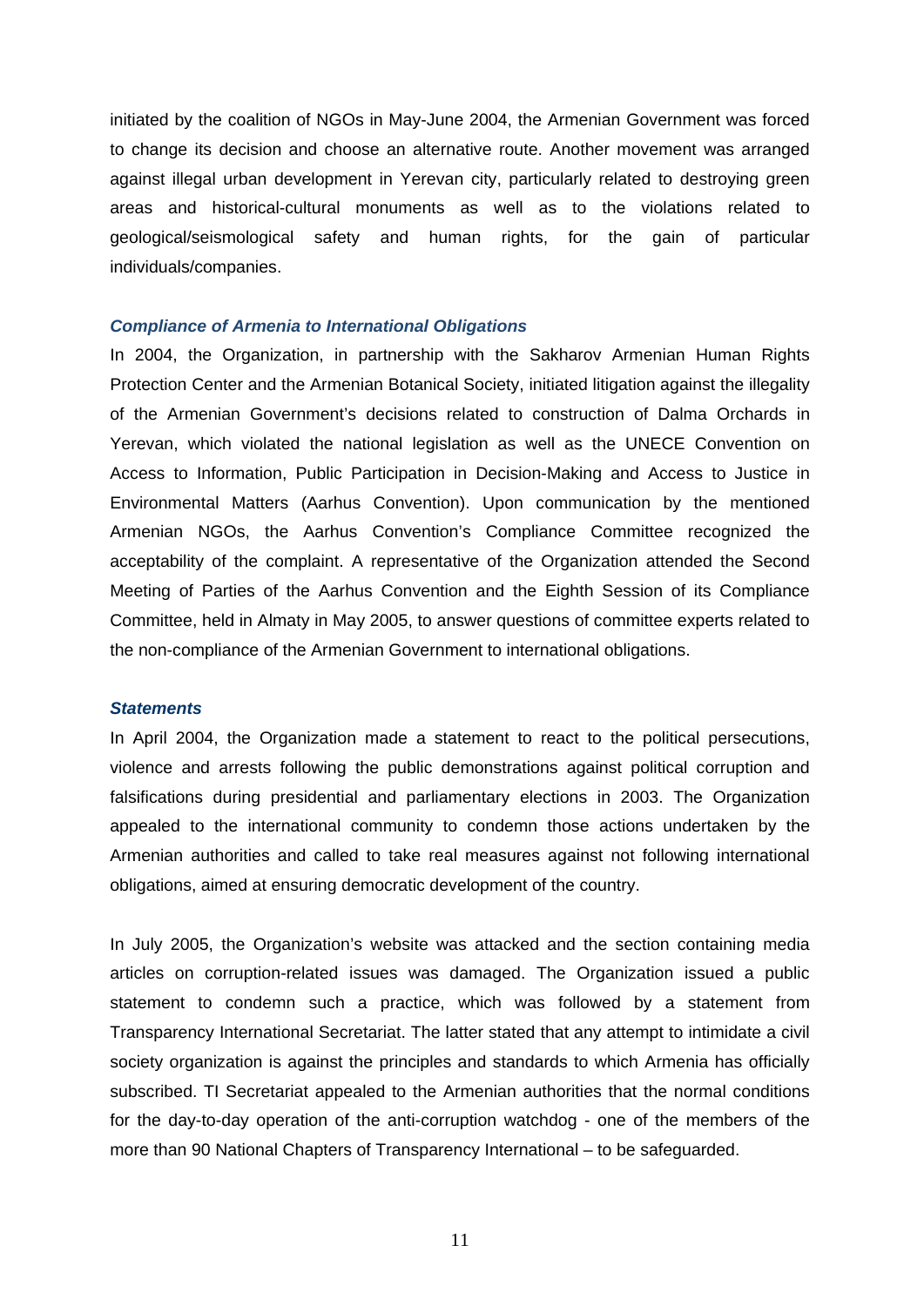initiated by the coalition of NGOs in May-June 2004, the Armenian Government was forced to change its decision and choose an alternative route. Another movement was arranged against illegal urban development in Yerevan city, particularly related to destroying green areas and historical-cultural monuments as well as to the violations related to geological/seismological safety and human rights, for the gain of particular individuals/companies.

### *Compliance of Armenia to International Obligations*

In 2004, the Organization, in partnership with the Sakharov Armenian Human Rights Protection Center and the Armenian Botanical Society, initiated litigation against the illegality of the Armenian Government's decisions related to construction of Dalma Orchards in Yerevan, which violated the national legislation as well as the UNECE Convention on Access to Information, Public Participation in Decision-Making and Access to Justice in Environmental Matters (Aarhus Convention). Upon communication by the mentioned Armenian NGOs, the Aarhus Convention's Compliance Committee recognized the acceptability of the complaint. A representative of the Organization attended the Second Meeting of Parties of the Aarhus Convention and the Eighth Session of its Compliance Committee, held in Almaty in May 2005, to answer questions of committee experts related to the non-compliance of the Armenian Government to international obligations.

### *Statements*

In April 2004, the Organization made a statement to react to the political persecutions, violence and arrests following the public demonstrations against political corruption and falsifications during presidential and parliamentary elections in 2003. The Organization appealed to the international community to condemn those actions undertaken by the Armenian authorities and called to take real measures against not following international obligations, aimed at ensuring democratic development of the country.

In July 2005, the Organization's website was attacked and the section containing media articles on corruption-related issues was damaged. The Organization issued a public statement to condemn such a practice, which was followed by a statement from Transparency International Secretariat. The latter stated that any attempt to intimidate a civil society organization is against the principles and standards to which Armenia has officially subscribed. TI Secretariat appealed to the Armenian authorities that the normal conditions for the day-to-day operation of the anti-corruption watchdog - one of the members of the more than 90 National Chapters of Transparency International – to be safeguarded.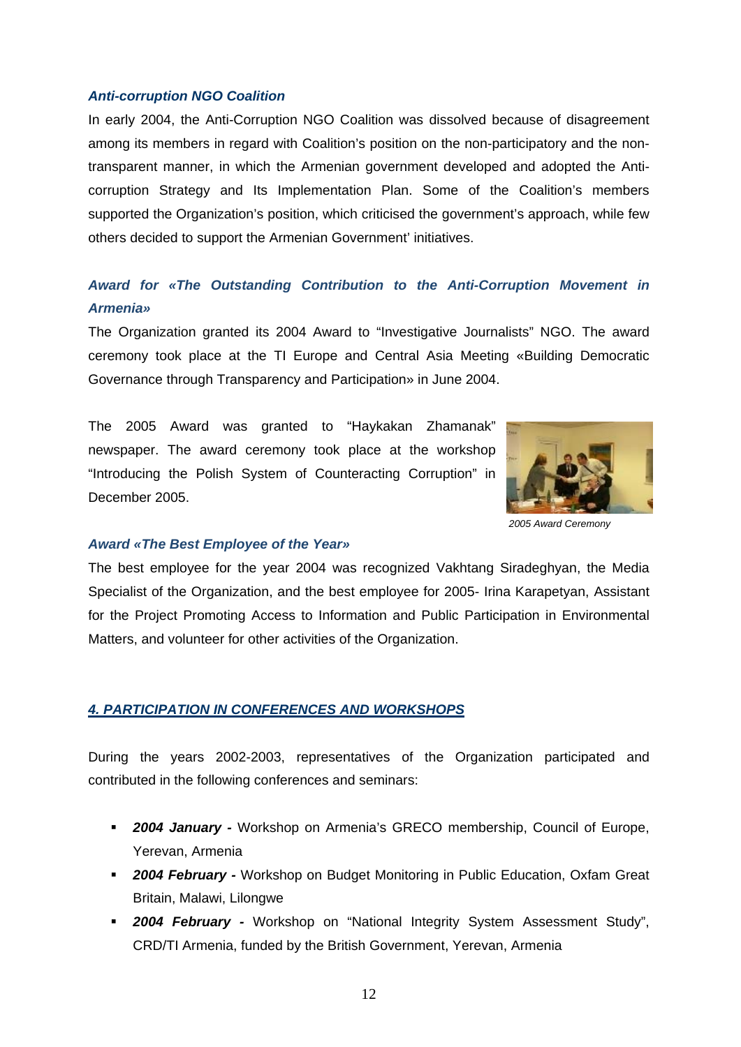### *Anti-corruption NGO Coalition*

In early 2004, the Anti-Corruption NGO Coalition was dissolved because of disagreement among its members in regard with Coalition's position on the non-participatory and the non-transparent manner, in which the Armenian government developed and adopted the Anti-corruption Strategy and Its Implementation Plan. Some of the Coalition's members supported the Organization's position, which criticised the government's approach, while few others decided to support the Armenian Government' initiatives.

### *Award for «The Outstanding Contribution to the Anti-Corruption Movement in Armenia»*

The Organization granted its 2004 Award to "Investigative Journalists" NGO. The award ceremony took place at the TI Europe and Central Asia Meeting «Building Democratic Governance through Transparency and Participation» in June 2004.

The 2005 Award was granted to "Haykakan Zhamanak" newspaper. The award ceremony took place at the workshop "Introducing the Polish System of Counteracting Corruption" in December 2005.

*2005 Award Ceremony*

### *Award «The Best Employee of the Year»*

The best employee for the year 2004 was recognized Vakhtang Siradeghyan, the Media Specialist of the Organization, and the best employee for 2005- Irina Karapetyan, Assistant for the Project Promoting Access to Information and Public Participation in Environmental Matters, and volunteer for other activities of the Organization.

## *4. PARTICIPATION IN CONFERENCES AND WORKSHOPS*

During the years 2002-2003, representatives of the Organization participated and contributed in the following conferences and seminars:

- ***2004 January -*** Workshop on Armenia's GRECO membership, Council of Europe, Yerevan, Armenia
- ***2004 February -*** Workshop on Budget Monitoring in Public Education, Oxfam Great Britain, Malawi, Lilongwe
- ***2004 February -*** Workshop on "National Integrity System Assessment Study", CRD/TI Armenia, funded by the British Government, Yerevan, Armenia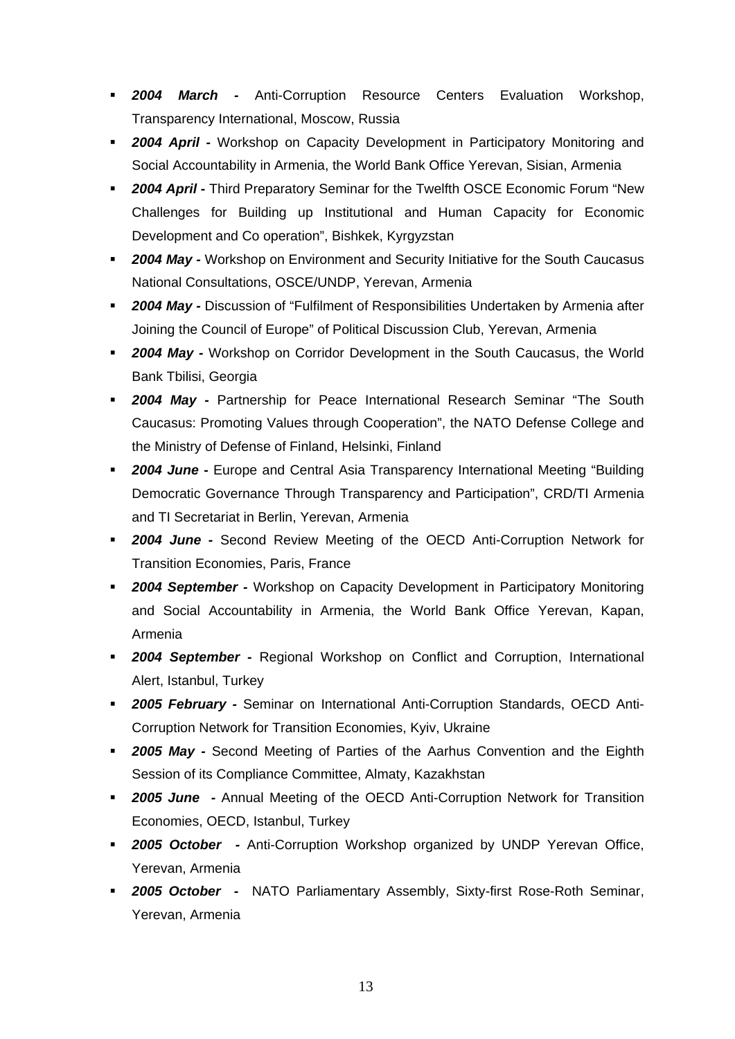- ***2004 March -*** Anti-Corruption Resource Centers Evaluation Workshop, Transparency International, Moscow, Russia
- ***2004 April -*** Workshop on Capacity Development in Participatory Monitoring and Social Accountability in Armenia, the World Bank Office Yerevan, Sisian, Armenia
- ***2004 April -*** Third Preparatory Seminar for the Twelfth OSCE Economic Forum "New Challenges for Building up Institutional and Human Capacity for Economic Development and Co operation", Bishkek, Kyrgyzstan
- ***2004 May -*** Workshop on Environment and Security Initiative for the South Caucasus National Consultations, OSCE/UNDP, Yerevan, Armenia
- ***2004 May -*** Discussion of "Fulfilment of Responsibilities Undertaken by Armenia after Joining the Council of Europe" of Political Discussion Club, Yerevan, Armenia
- ***2004 May -*** Workshop on Corridor Development in the South Caucasus, the World Bank Tbilisi, Georgia
- ***2004 May -*** Partnership for Peace International Research Seminar "The South Caucasus: Promoting Values through Cooperation", the NATO Defense College and the Ministry of Defense of Finland, Helsinki, Finland
- ***2004 June -*** Europe and Central Asia Transparency International Meeting "Building Democratic Governance Through Transparency and Participation", CRD/TI Armenia and TI Secretariat in Berlin, Yerevan, Armenia
- ***2004 June -*** Second Review Meeting of the OECD Anti-Corruption Network for Transition Economies, Paris, France
- ***2004 September -*** Workshop on Capacity Development in Participatory Monitoring and Social Accountability in Armenia, the World Bank Office Yerevan, Kapan, Armenia
- ***2004 September -*** Regional Workshop on Conflict and Corruption, International Alert, Istanbul, Turkey
- ***2005 February -*** Seminar on International Anti-Corruption Standards, OECD Anti-Corruption Network for Transition Economies, Kyiv, Ukraine
- ***2005 May -*** Second Meeting of Parties of the Aarhus Convention and the Eighth Session of its Compliance Committee, Almaty, Kazakhstan
- ***2005 June -*** Annual Meeting of the OECD Anti-Corruption Network for Transition Economies, OECD, Istanbul, Turkey
- ***2005 October -*** Anti-Corruption Workshop organized by UNDP Yerevan Office, Yerevan, Armenia
- ***2005 October -*** NATO Parliamentary Assembly, Sixty-first Rose-Roth Seminar, Yerevan, Armenia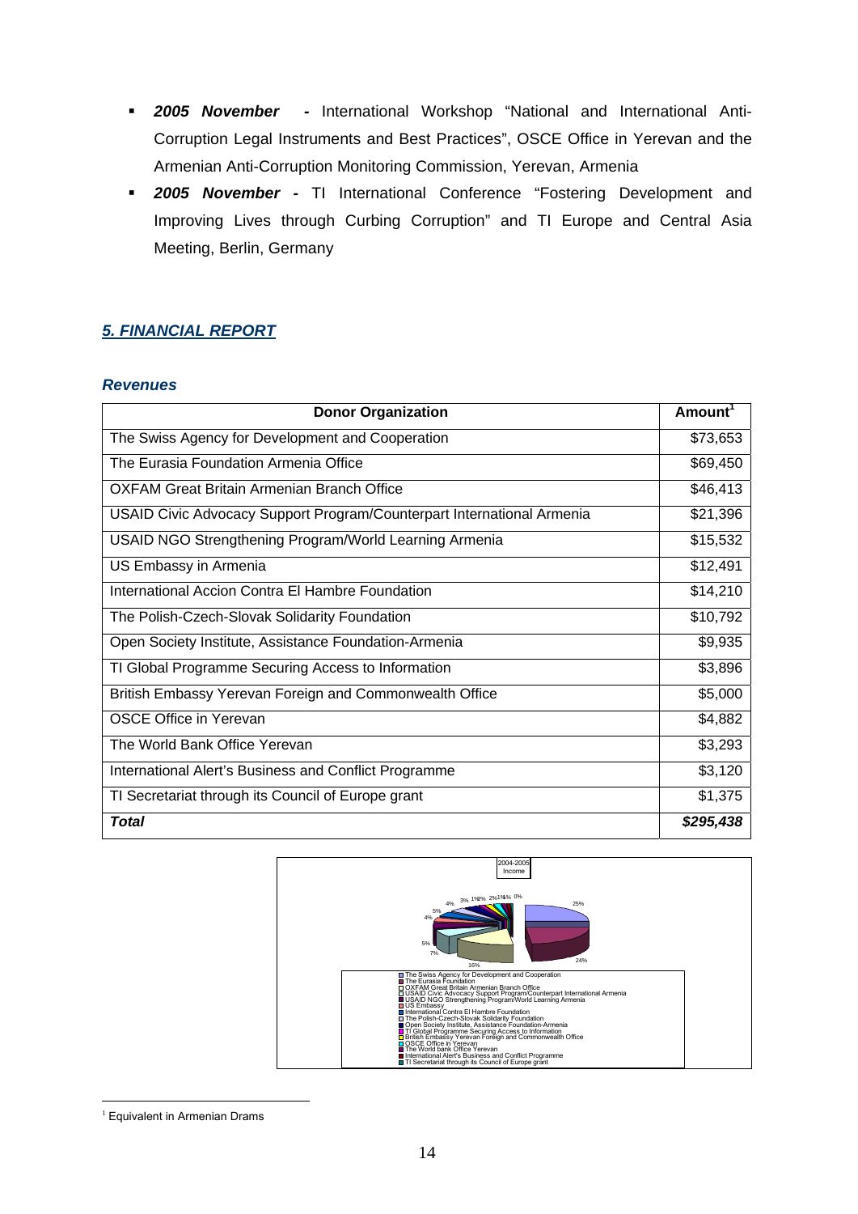- ***2005 November -*** International Workshop "National and International Anti-Corruption Legal Instruments and Best Practices", OSCE Office in Yerevan and the Armenian Anti-Corruption Monitoring Commission, Yerevan, Armenia
- ***2005 November -*** TI International Conference "Fostering Development and Improving Lives through Curbing Corruption" and TI Europe and Central Asia Meeting, Berlin, Germany

## *5. FINANCIAL REPORT*

### *Revenues*

| Donor Organization | Amount[1] |
|---|---|
| The Swiss Agency for Development and Cooperation | $73,653 |
| The Eurasia Foundation Armenia Office | $69,450 |
| OXFAM Great Britain Armenian Branch Office | $46,413 |
| USAID Civic Advocacy Support Program/Counterpart International Armenia | $21,396 |
| USAID NGO Strengthening Program/World Learning Armenia | $15,532 |
| US Embassy in Armenia | $12,491 |
| International Accion Contra El Hambre Foundation | $14,210 |
| The Polish-Czech-Slovak Solidarity Foundation | $10,792 |
| Open Society Institute, Assistance Foundation-Armenia | $9,935 |
| TI Global Programme Securing Access to Information | $3,896 |
| British Embassy Yerevan Foreign and Commonwealth Office | $5,000 |
| OSCE Office in Yerevan | $4,882 |
| The World Bank Office Yerevan | $3,293 |
| International Alert's Business and Conflict Programme | $3,120 |
| TI Secretariat through its Council of Europe grant | $1,375 |
| ***Total*** | ***$295,438*** |

2004-2005 Income

25%, 24%, 16%, 7%, 5%, 4%, 5%, 4%, 3%, 1%, 2%, 2%, 1%, 1%, 0%

- The Swiss Agency for Development and Cooperation
- The Eurasia Foundation
- OXFAM Great Britain Armenian Branch Office
- USAID Civic Advocacy Support Program/Counterpart International Armenia
- USAID NGO Strengthening Program/World Learning Armenia
- US Embassy
- International Contra El Hambre Foundation
- The Polish-Czech-Slovak Solidarity Foundation
- Open Society Institute, Assistance Foundation-Armenia
- TI Global Programme Securing Access to Information
- British Embassy Yerevan Foreign and Commonwealth Office
- OSCE Office in Yerevan
- The World bank Office Yerevan
- International Alert's Business and Conflict Programme
- TI Secretariat through its Council of Europe grant

[1] Equivalent in Armenian Drams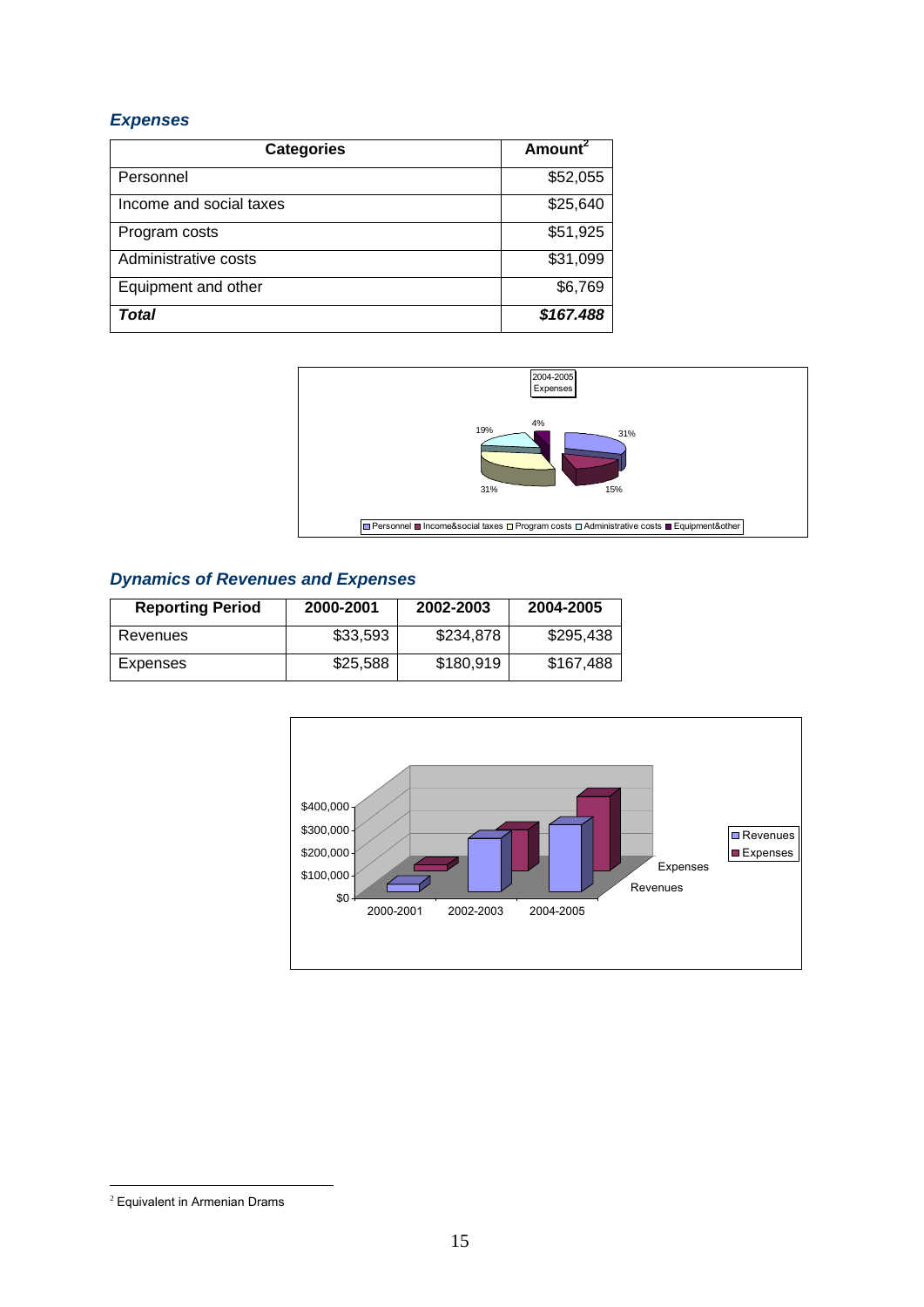### *Expenses*

| Categories | Amount[2] |
|---|---|
| Personnel | $52,055 |
| Income and social taxes | $25,640 |
| Program costs | $51,925 |
| Administrative costs | $31,099 |
| Equipment and other | $6,769 |
| ***Total*** | ***$167.488*** |

2004-2005
Expenses

4%
31%
19%
31%
15%

Personnel Income&social taxes Program costs Administrative costs Equipment&other

### *Dynamics of Revenues and Expenses*

| Reporting Period | 2000-2001 | 2002-2003 | 2004-2005 |
|---|---|---|---|
| Revenues | $33,593 | $234,878 | $295,438 |
| Expenses | $25,588 | $180,919 | $167,488 |

$400,000
$300,000
$200,000
$100,000
$0

2000-2001 2002-2003 2004-2005

Expenses
Revenues

Revenues
Expenses

[2] Equivalent in Armenian Drams